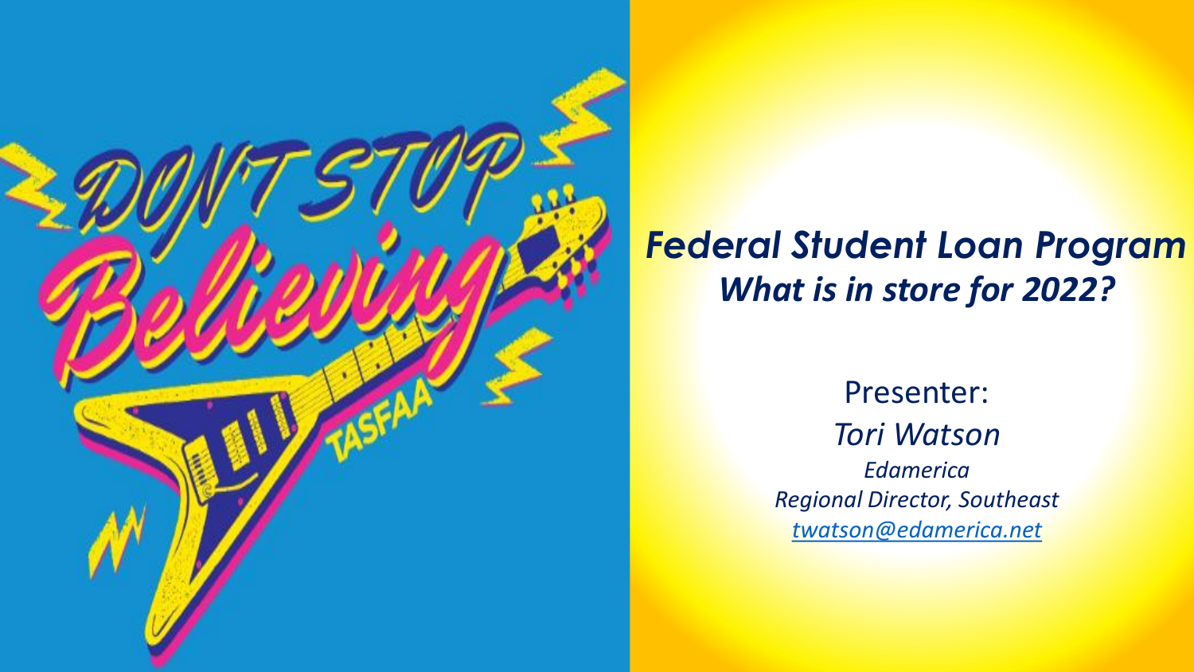# *Federal Student Loan Program*
## *What is in store for 2022?*

Presenter:

*Tori Watson*

*Edamerica*

*Regional Director, Southeast*

*twatson@edamerica.net*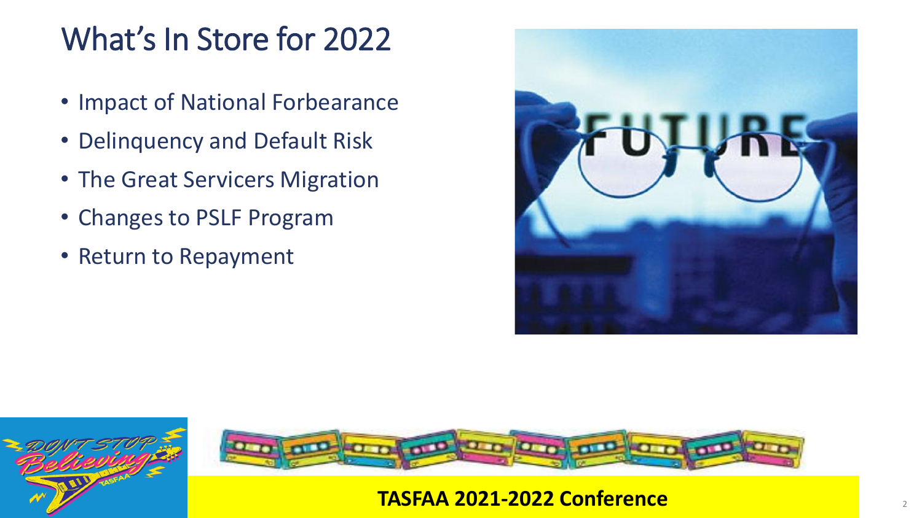# What's In Store for 2022

- Impact of National Forbearance
- Delinquency and Default Risk
- The Great Servicers Migration
- Changes to PSLF Program
- Return to Repayment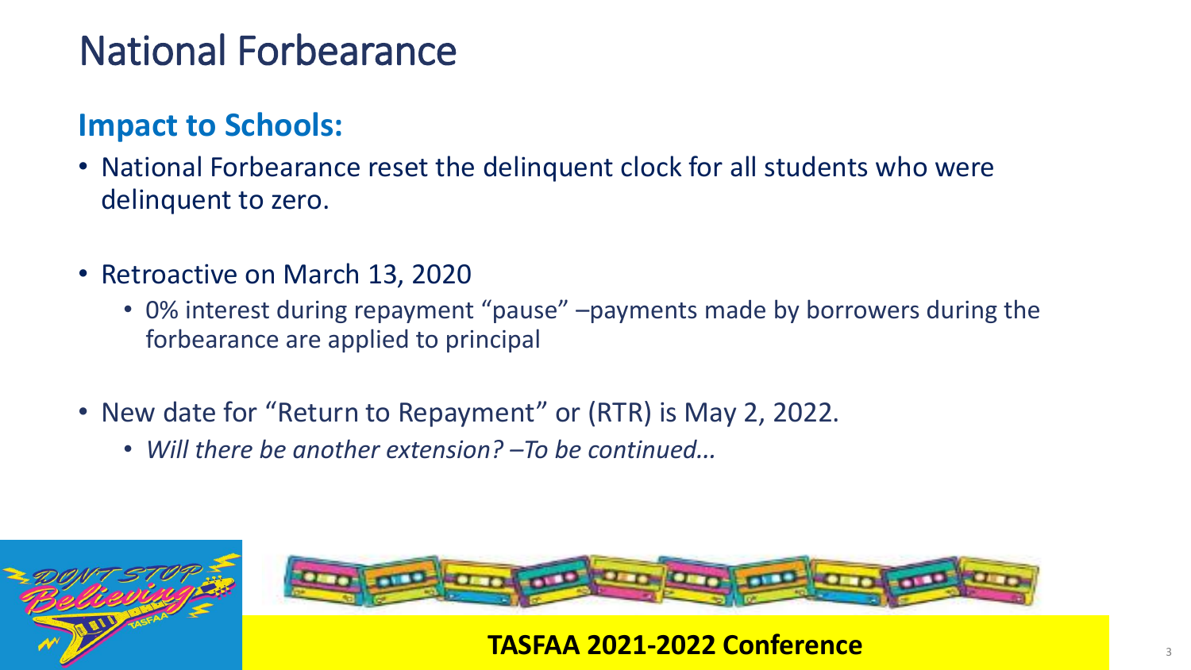# National Forbearance

## Impact to Schools:

- National Forbearance reset the delinquent clock for all students who were delinquent to zero.

- Retroactive on March 13, 2020
  - 0% interest during repayment "pause" –payments made by borrowers during the forbearance are applied to principal

- New date for "Return to Repayment" or (RTR) is May 2, 2022.
  - *Will there be another extension? –To be continued…*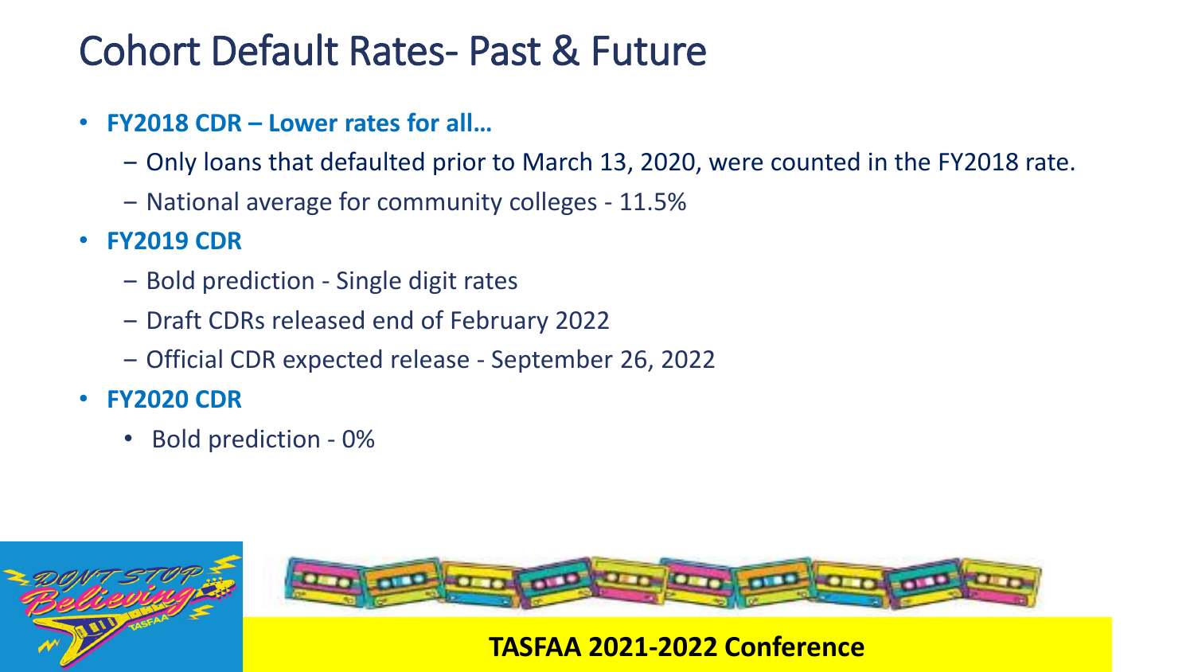# Cohort Default Rates- Past & Future

- **FY2018 CDR – Lower rates for all…**
  - Only loans that defaulted prior to March 13, 2020, were counted in the FY2018 rate.
  - National average for community colleges - 11.5%
- **FY2019 CDR**
  - Bold prediction - Single digit rates
  - Draft CDRs released end of February 2022
  - Official CDR expected release - September 26, 2022
- **FY2020 CDR**
  - Bold prediction - 0%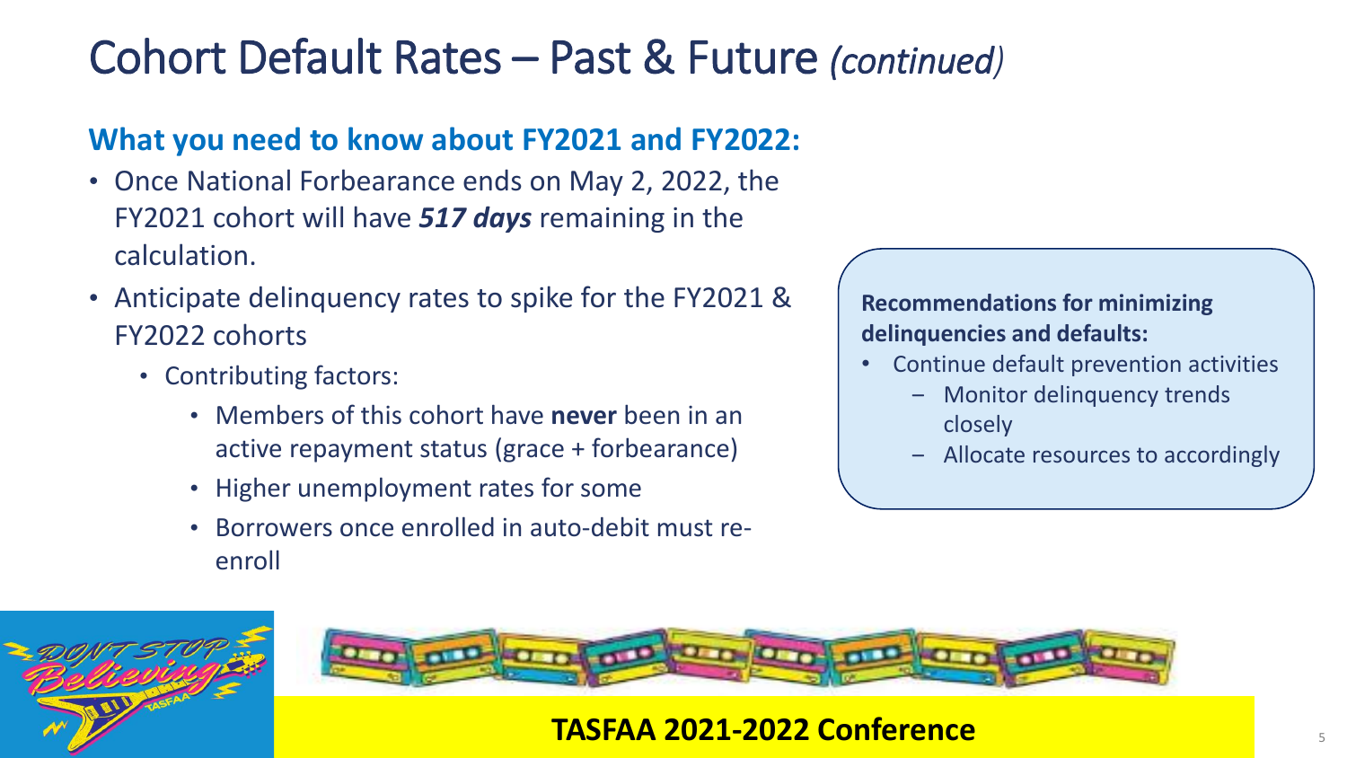# Cohort Default Rates – Past & Future *(continued)*

## What you need to know about FY2021 and FY2022:

- Once National Forbearance ends on May 2, 2022, the FY2021 cohort will have ***517 days*** remaining in the calculation.
- Anticipate delinquency rates to spike for the FY2021 & FY2022 cohorts
  - Contributing factors:
    - Members of this cohort have **never** been in an active repayment status (grace + forbearance)
    - Higher unemployment rates for some
    - Borrowers once enrolled in auto-debit must re-enroll

**Recommendations for minimizing delinquencies and defaults:**

- Continue default prevention activities
  - Monitor delinquency trends closely
  - Allocate resources to accordingly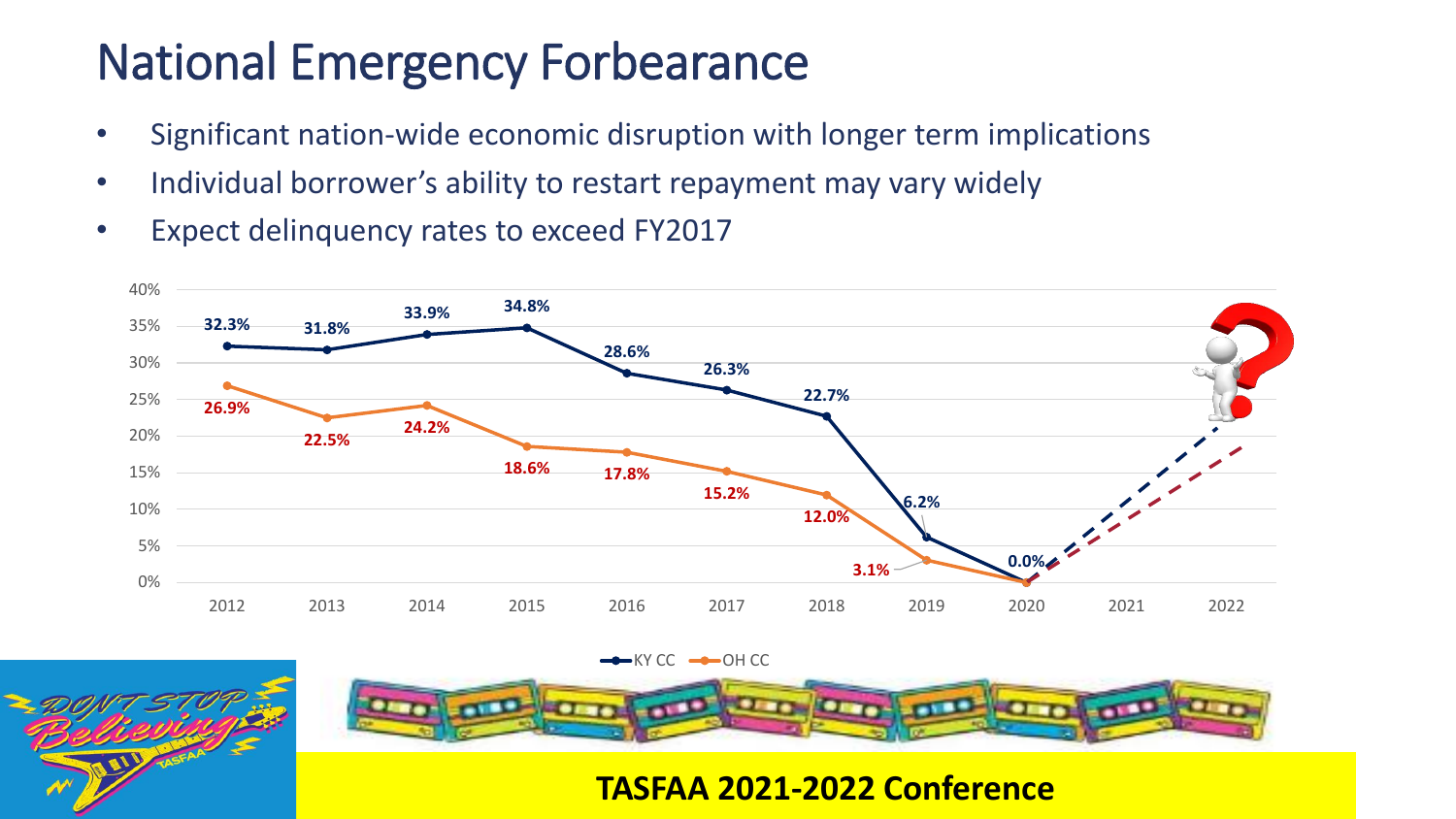# National Emergency Forbearance

- Significant nation-wide economic disruption with longer term implications
- Individual borrower's ability to restart repayment may vary widely
- Expect delinquency rates to exceed FY2017

| Year | KY CC | OH CC |
| --- | --- | --- |
| 2012 | 32.3% | 26.9% |
| 2013 | 31.8% | 22.5% |
| 2014 | 33.9% | 24.2% |
| 2015 | 34.8% | 18.6% |
| 2016 | 28.6% | 17.8% |
| 2017 | 26.3% | 15.2% |
| 2018 | 22.7% | 12.0% |
| 2019 | 6.2% | 3.1% |
| 2020 | 0.0% | |
| 2021 | | |
| 2022 | | |

TASFAA 2021-2022 Conference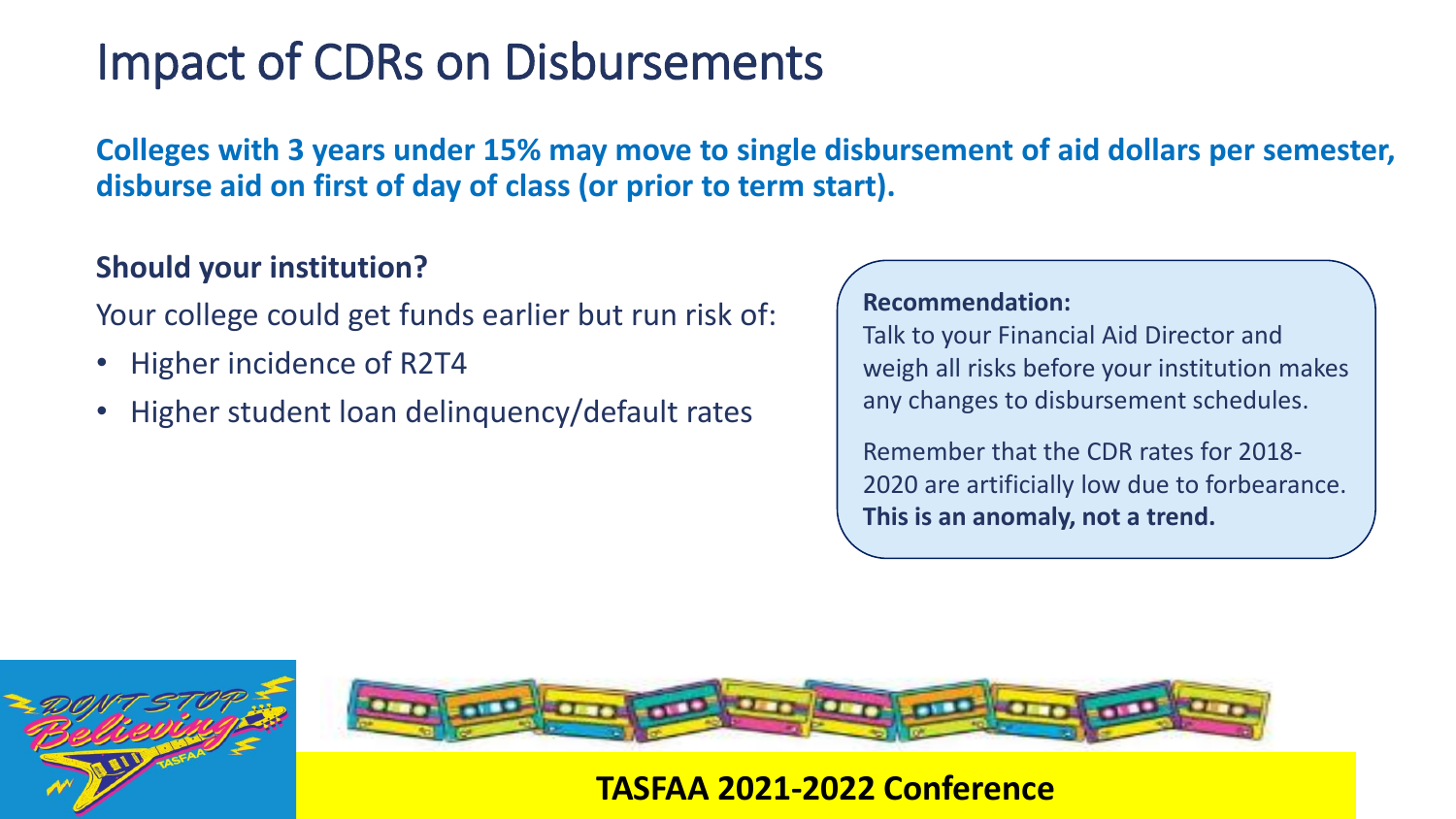# Impact of CDRs on Disbursements

**Colleges with 3 years under 15% may move to single disbursement of aid dollars per semester, disburse aid on first of day of class (or prior to term start).**

**Should your institution?**

Your college could get funds earlier but run risk of:

- Higher incidence of R2T4
- Higher student loan delinquency/default rates

**Recommendation:**

Talk to your Financial Aid Director and weigh all risks before your institution makes any changes to disbursement schedules.

Remember that the CDR rates for 2018-2020 are artificially low due to forbearance. **This is an anomaly, not a trend.**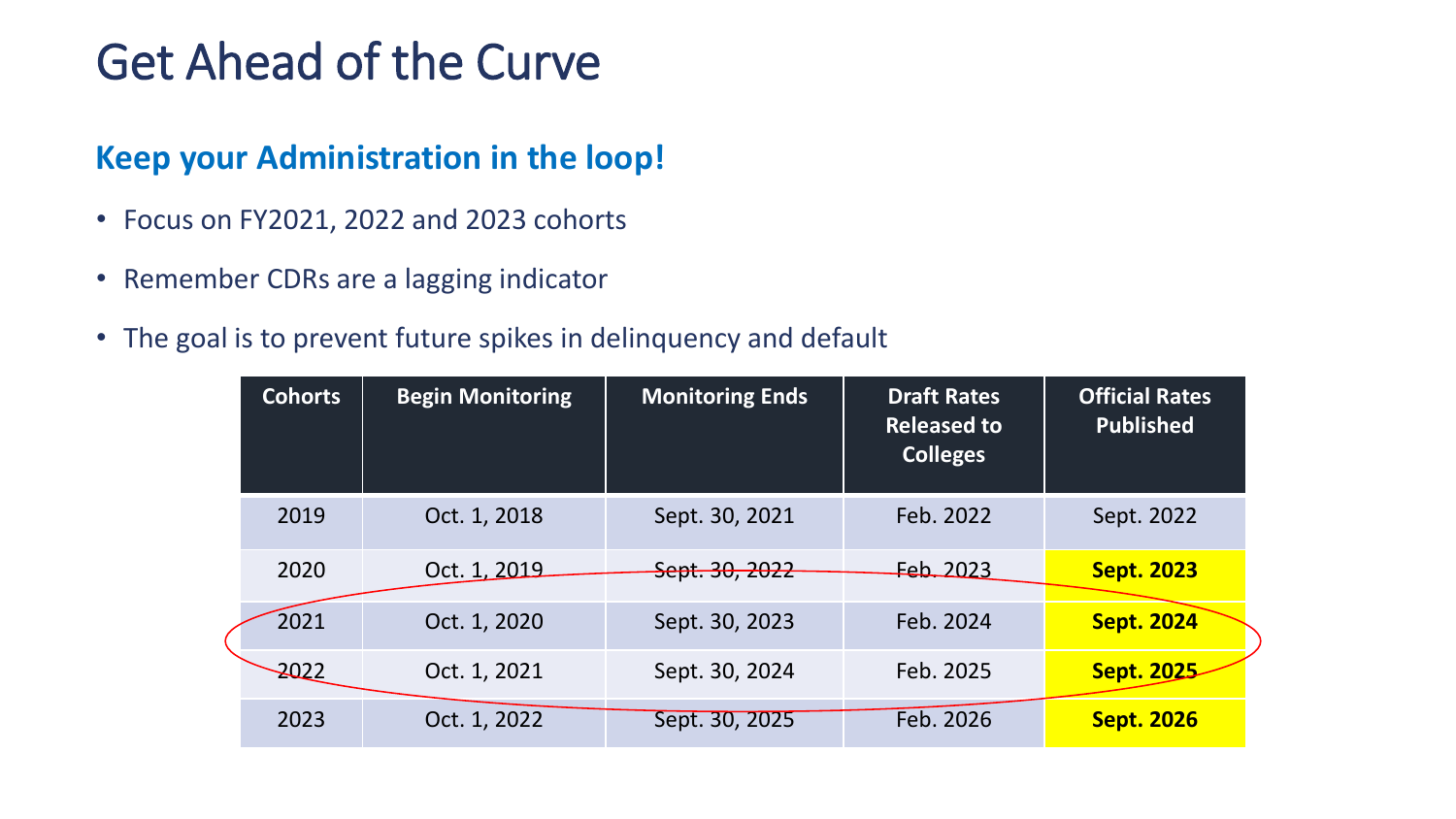# Get Ahead of the Curve

## Keep your Administration in the loop!

- Focus on FY2021, 2022 and 2023 cohorts
- Remember CDRs are a lagging indicator
- The goal is to prevent future spikes in delinquency and default

| Cohorts | Begin Monitoring | Monitoring Ends | Draft Rates Released to Colleges | Official Rates Published |
|---|---|---|---|---|
| 2019 | Oct. 1, 2018 | Sept. 30, 2021 | Feb. 2022 | Sept. 2022 |
| 2020 | Oct. 1, 2019 | Sept. 30, 2022 | Feb. 2023 | **Sept. 2023** |
| 2021 | Oct. 1, 2020 | Sept. 30, 2023 | Feb. 2024 | **Sept. 2024** |
| 2022 | Oct. 1, 2021 | Sept. 30, 2024 | Feb. 2025 | **Sept. 2025** |
| 2023 | Oct. 1, 2022 | Sept. 30, 2025 | Feb. 2026 | **Sept. 2026** |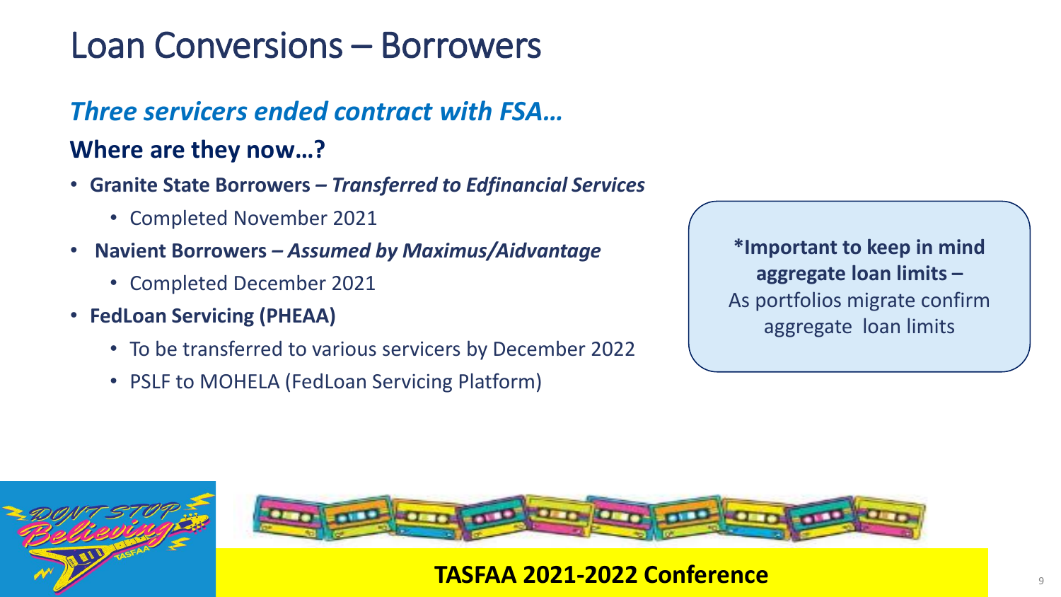# Loan Conversions – Borrowers

*Three servicers ended contract with FSA…*

**Where are they now…?**

- **Granite State Borrowers – *Transferred to Edfinancial Services***
  - Completed November 2021
- **Navient Borrowers – *Assumed by Maximus/Aidvantage***
  - Completed December 2021
- **FedLoan Servicing (PHEAA)**
  - To be transferred to various servicers by December 2022
  - PSLF to MOHELA (FedLoan Servicing Platform)

**\*Important to keep in mind aggregate loan limits –**
As portfolios migrate confirm aggregate loan limits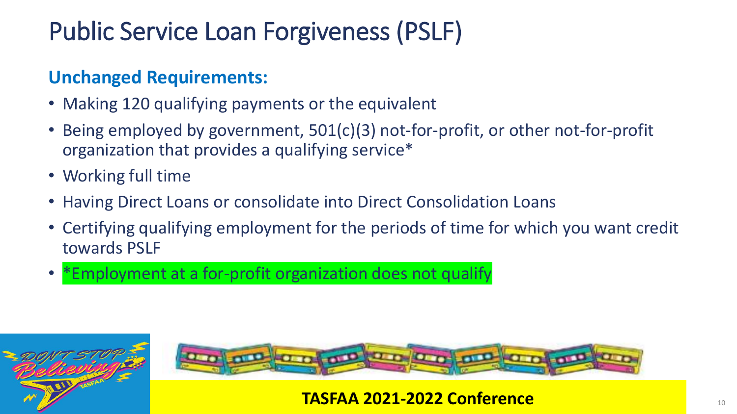# Public Service Loan Forgiveness (PSLF)

**Unchanged Requirements:**

- Making 120 qualifying payments or the equivalent
- Being employed by government, 501(c)(3) not-for-profit, or other not-for-profit organization that provides a qualifying service*
- Working full time
- Having Direct Loans or consolidate into Direct Consolidation Loans
- Certifying qualifying employment for the periods of time for which you want credit towards PSLF
- *Employment at a for-profit organization does not qualify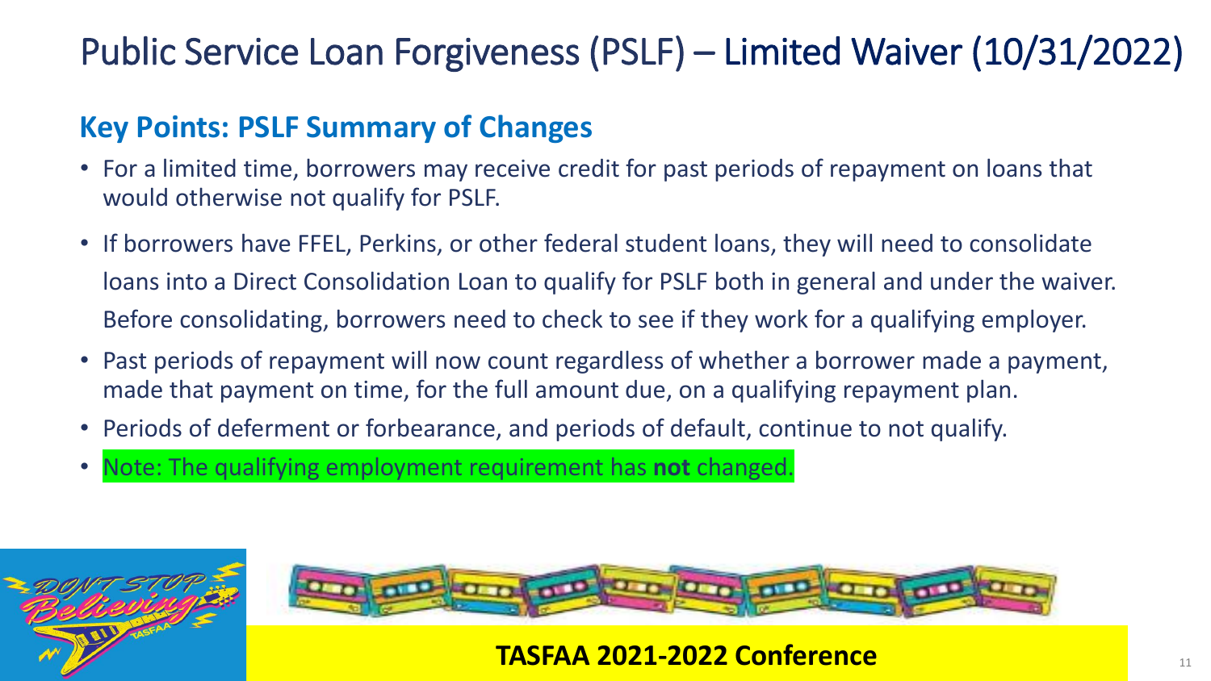# Public Service Loan Forgiveness (PSLF) – Limited Waiver (10/31/2022)

## Key Points: PSLF Summary of Changes

- For a limited time, borrowers may receive credit for past periods of repayment on loans that would otherwise not qualify for PSLF.
- If borrowers have FFEL, Perkins, or other federal student loans, they will need to consolidate loans into a Direct Consolidation Loan to qualify for PSLF both in general and under the waiver. Before consolidating, borrowers need to check to see if they work for a qualifying employer.
- Past periods of repayment will now count regardless of whether a borrower made a payment, made that payment on time, for the full amount due, on a qualifying repayment plan.
- Periods of deferment or forbearance, and periods of default, continue to not qualify.
- Note: The qualifying employment requirement has **not** changed.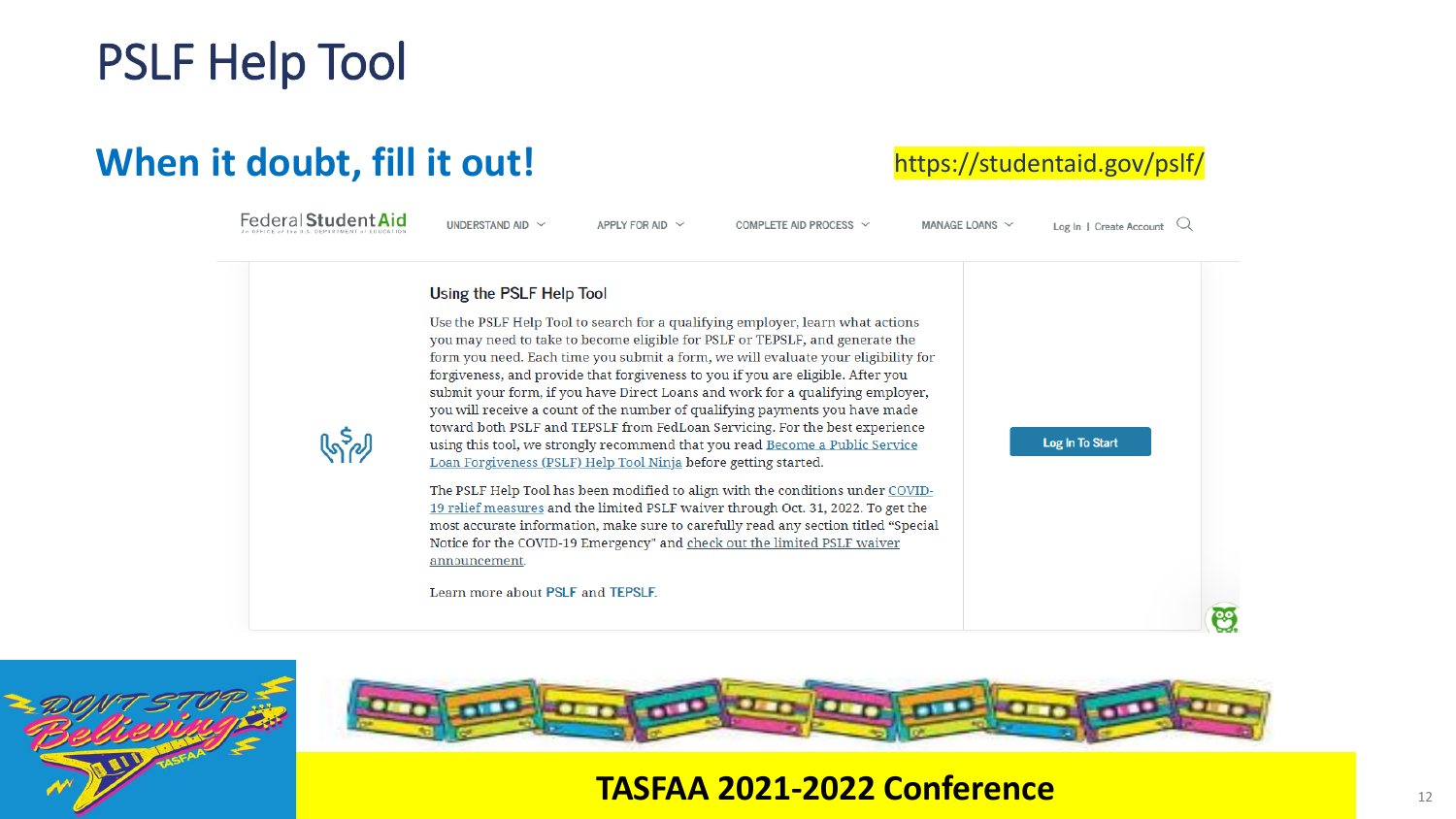# PSLF Help Tool

## When it doubt, fill it out!

https://studentaid.gov/pslf/

Federal Student Aid — UNDERSTAND AID | APPLY FOR AID | COMPLETE AID PROCESS | MANAGE LOANS | Log In | Create Account

### Using the PSLF Help Tool

Use the PSLF Help Tool to search for a qualifying employer, learn what actions you may need to take to become eligible for PSLF or TEPSLF, and generate the form you need. Each time you submit a form, we will evaluate your eligibility for forgiveness, and provide that forgiveness to you if you are eligible. After you submit your form, if you have Direct Loans and work for a qualifying employer, you will receive a count of the number of qualifying payments you have made toward both PSLF and TEPSLF from FedLoan Servicing. For the best experience using this tool, we strongly recommend that you read Become a Public Service Loan Forgiveness (PSLF) Help Tool Ninja before getting started.

The PSLF Help Tool has been modified to align with the conditions under COVID-19 relief measures and the limited PSLF waiver through Oct. 31, 2022. To get the most accurate information, make sure to carefully read any section titled "Special Notice for the COVID-19 Emergency" and check out the limited PSLF waiver announcement.

Learn more about PSLF and TEPSLF.

Log In To Start

TASFAA 2021-2022 Conference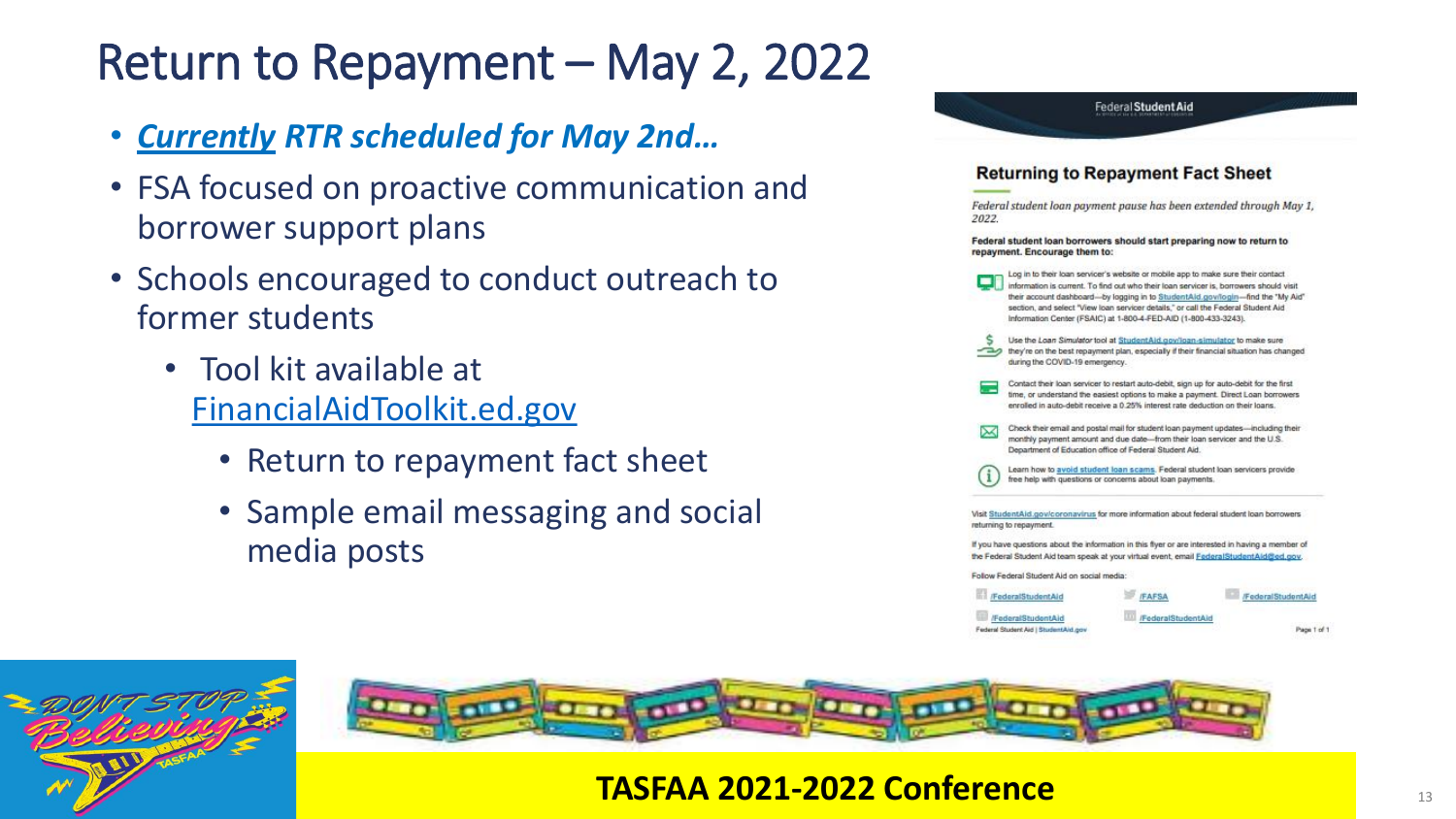# Return to Repayment – May 2, 2022

- ***Currently** RTR scheduled for May 2nd…*
- FSA focused on proactive communication and borrower support plans
- Schools encouraged to conduct outreach to former students
  - Tool kit available at FinancialAidToolkit.ed.gov
    - Return to repayment fact sheet
    - Sample email messaging and social media posts

Federal Student Aid

## Returning to Repayment Fact Sheet

*Federal student loan payment pause has been extended through May 1, 2022.*

**Federal student loan borrowers should start preparing now to return to repayment. Encourage them to:**

- Log in to their loan servicer's website or mobile app to make sure their contact information is current. To find out who their loan servicer is, borrowers should visit their account dashboard—by logging in to StudentAid.gov/login—find the "My Aid" section, and select "View loan servicer details," or call the Federal Student Aid Information Center (FSAIC) at 1-800-4-FED-AID (1-800-433-3243).
- Use the *Loan Simulator* tool at StudentAid.gov/loan-simulator to make sure they're on the best repayment plan, especially if their financial situation has changed during the COVID-19 emergency.
- Contact their loan servicer to restart auto-debit, sign up for auto-debit for the first time, or understand the easiest options to make a payment. Direct Loan borrowers enrolled in auto-debit receive a 0.25% interest rate deduction on their loans.
- Check their email and postal mail for student loan payment updates—including their monthly payment amount and due date—from their loan servicer and the U.S. Department of Education office of Federal Student Aid.
- Learn how to avoid student loan scams. Federal student loan servicers provide free help with questions or concerns about loan payments.

Visit StudentAid.gov/coronavirus for more information about federal student loan borrowers returning to repayment.

If you have questions about the information in this flyer or are interested in having a member of the Federal Student Aid team speak at your virtual event, email FederalStudentAid@ed.gov.

Follow Federal Student Aid on social media:

/FederalStudentAid /FAFSA /FederalStudentAid
/FederalStudentAid /FederalStudentAid

Federal Student Aid | StudentAid.gov

Page 1 of 1

DON'T STOP Believing TASFAA

**TASFAA 2021-2022 Conference**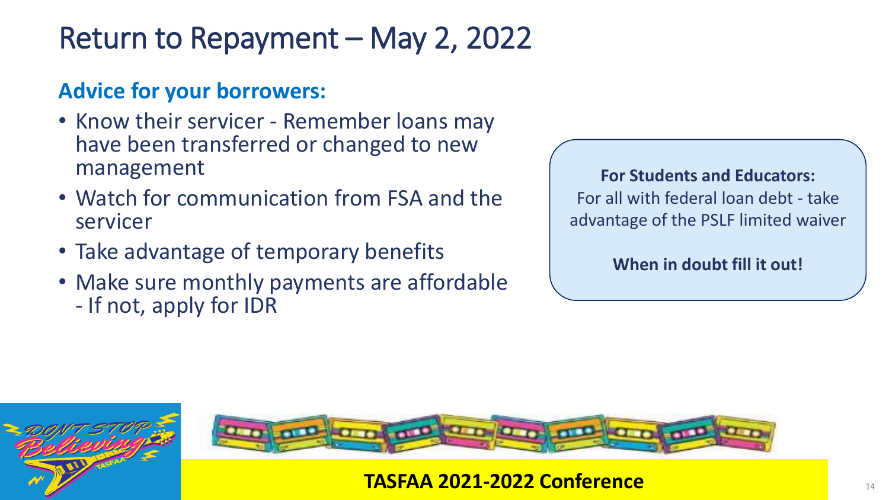# Return to Repayment – May 2, 2022

## Advice for your borrowers:

- Know their servicer - Remember loans may have been transferred or changed to new management
- Watch for communication from FSA and the servicer
- Take advantage of temporary benefits
- Make sure monthly payments are affordable
  - If not, apply for IDR

**For Students and Educators:**
For all with federal loan debt - take advantage of the PSLF limited waiver

**When in doubt fill it out!**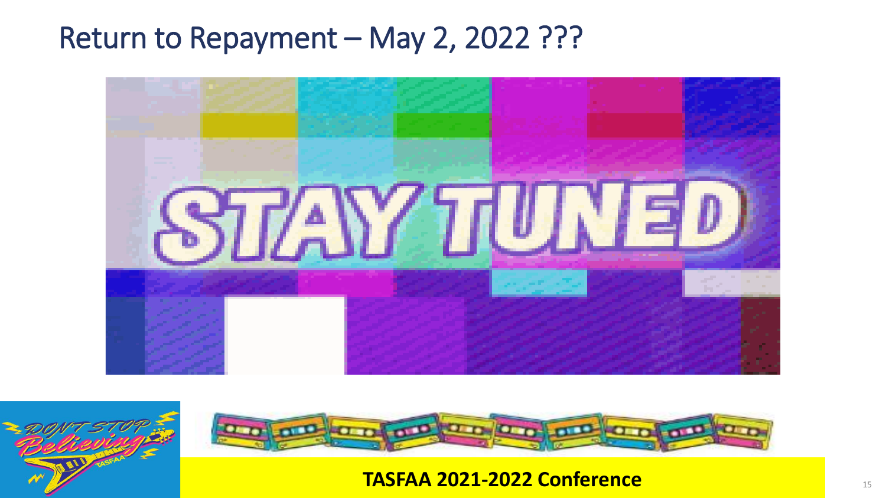# Return to Repayment – May 2, 2022 ???

STAY TUNED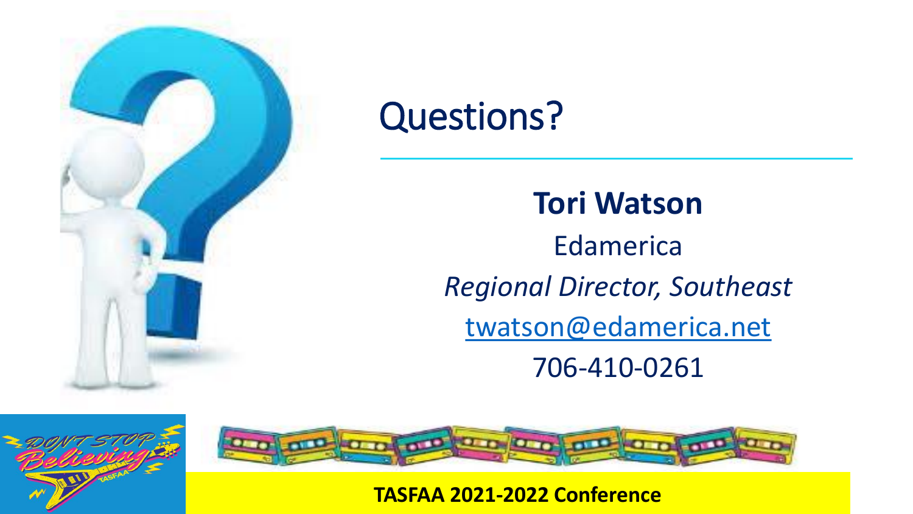# Questions?

**Tori Watson**

Edamerica

*Regional Director, Southeast*

twatson@edamerica.net

706-410-0261

**TASFAA 2021-2022 Conference**